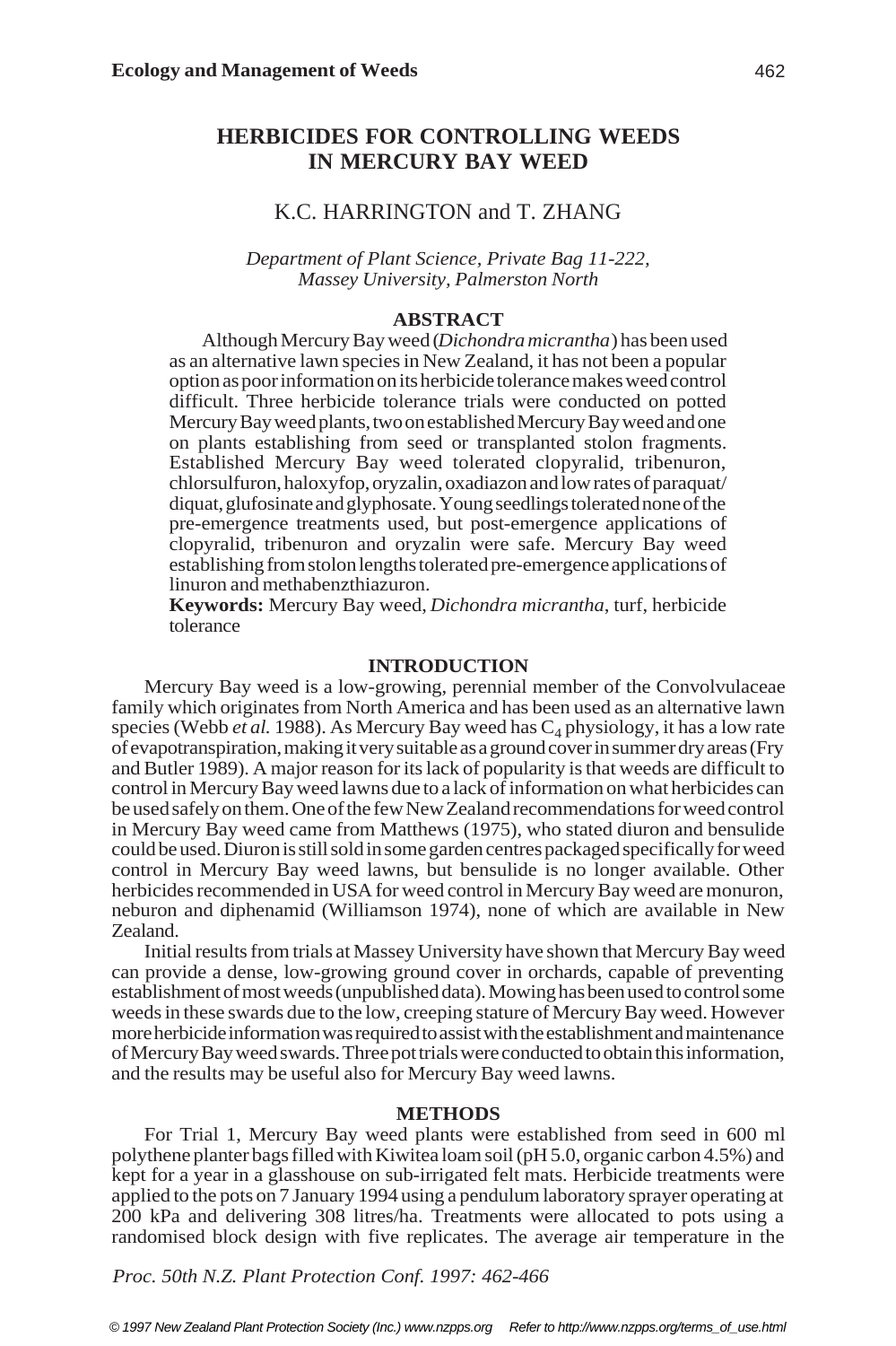# HERBICIDES FOR CONTROLLING WEEDS IN MERCURY BAY WEED

K.C. HARRINGTON and T. ZHANG

*Department of Plant Science, Private Bag 11-222, Massey University, Palmerston North*

## ABSTRACT

Although Mercury Bay weed (*Dichondra micrantha*) has been used as an alternative lawn species in New Zealand, it has not been a popular option as poor information on its herbicide tolerance makes weed control difficult. Three herbicide tolerance trials were conducted on potted Mercury Bay weed plants, two on established Mercury Bay weed and one on plants establishing from seed or transplanted stolon fragments. Established Mercury Bay weed tolerated clopyralid, tribenuron, chlorsulfuron, haloxyfop, oryzalin, oxadiazon and low rates of paraquat/diquat, glufosinate and glyphosate. Young seedlings tolerated none of the pre-emergence treatments used, but post-emergence applications of clopyralid, tribenuron and oryzalin were safe. Mercury Bay weed establishing from stolon lengths tolerated pre-emergence applications of linuron and methabenzthiazuron.

**Keywords:** Mercury Bay weed, *Dichondra micrantha*, turf, herbicide tolerance

## INTRODUCTION

Mercury Bay weed is a low-growing, perennial member of the Convolvulaceae family which originates from North America and has been used as an alternative lawn species (Webb *et al.* 1988). As Mercury Bay weed has $C_4$ physiology, it has a low rate of evapotranspiration, making it very suitable as a ground cover in summer dry areas (Fry and Butler 1989). A major reason for its lack of popularity is that weeds are difficult to control in Mercury Bay weed lawns due to a lack of information on what herbicides can be used safely on them. One of the few New Zealand recommendations for weed control in Mercury Bay weed came from Matthews (1975), who stated diuron and bensulide could be used. Diuron is still sold in some garden centres packaged specifically for weed control in Mercury Bay weed lawns, but bensulide is no longer available. Other herbicides recommended in USA for weed control in Mercury Bay weed are monuron, neburon and diphenamid (Williamson 1974), none of which are available in New Zealand.

Initial results from trials at Massey University have shown that Mercury Bay weed can provide a dense, low-growing ground cover in orchards, capable of preventing establishment of most weeds (unpublished data). Mowing has been used to control some weeds in these swards due to the low, creeping stature of Mercury Bay weed. However more herbicide information was required to assist with the establishment and maintenance of Mercury Bay weed swards. Three pot trials were conducted to obtain this information, and the results may be useful also for Mercury Bay weed lawns.

## METHODS

For Trial 1, Mercury Bay weed plants were established from seed in 600 ml polythene planter bags filled with Kiwitea loam soil (pH 5.0, organic carbon 4.5%) and kept for a year in a glasshouse on sub-irrigated felt mats. Herbicide treatments were applied to the pots on 7 January 1994 using a pendulum laboratory sprayer operating at 200 kPa and delivering 308 litres/ha. Treatments were allocated to pots using a randomised block design with five replicates. The average air temperature in the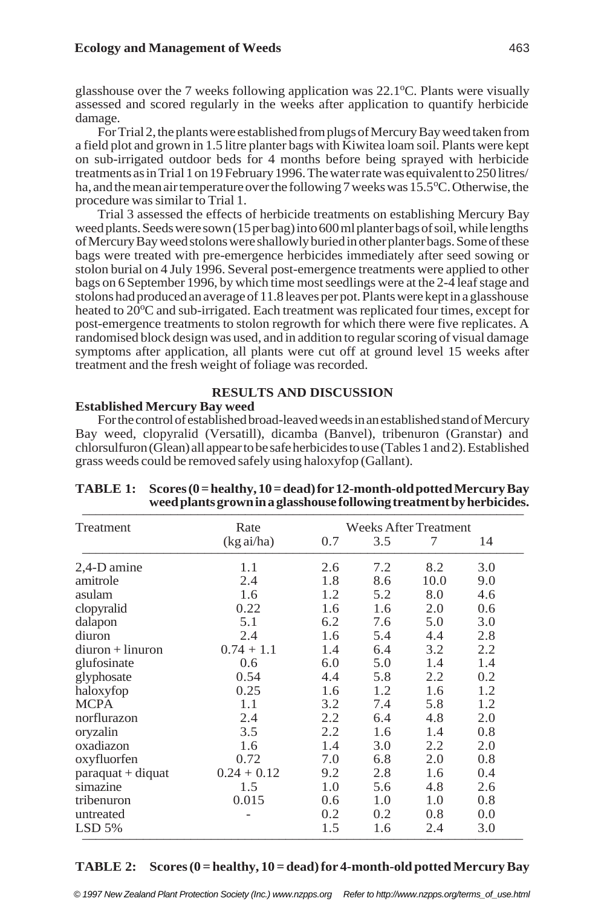glasshouse over the 7 weeks following application was 22.1°C. Plants were visually assessed and scored regularly in the weeks after application to quantify herbicide damage.

For Trial 2, the plants were established from plugs of Mercury Bay weed taken from a field plot and grown in 1.5 litre planter bags with Kiwitea loam soil. Plants were kept on sub-irrigated outdoor beds for 4 months before being sprayed with herbicide treatments as in Trial 1 on 19 February 1996. The water rate was equivalent to 250 litres/ha, and the mean air temperature over the following 7 weeks was 15.5°C. Otherwise, the procedure was similar to Trial 1.

Trial 3 assessed the effects of herbicide treatments on establishing Mercury Bay weed plants. Seeds were sown (15 per bag) into 600 ml planter bags of soil, while lengths of Mercury Bay weed stolons were shallowly buried in other planter bags. Some of these bags were treated with pre-emergence herbicides immediately after seed sowing or stolon burial on 4 July 1996. Several post-emergence treatments were applied to other bags on 6 September 1996, by which time most seedlings were at the 2-4 leaf stage and stolons had produced an average of 11.8 leaves per pot. Plants were kept in a glasshouse heated to 20°C and sub-irrigated. Each treatment was replicated four times, except for post-emergence treatments to stolon regrowth for which there were five replicates. A randomised block design was used, and in addition to regular scoring of visual damage symptoms after application, all plants were cut off at ground level 15 weeks after treatment and the fresh weight of foliage was recorded.

## RESULTS AND DISCUSSION

### Established Mercury Bay weed

For the control of established broad-leaved weeds in an established stand of Mercury Bay weed, clopyralid (Versatill), dicamba (Banvel), tribenuron (Granstar) and chlorsulfuron (Glean) all appear to be safe herbicides to use (Tables 1 and 2). Established grass weeds could be removed safely using haloxyfop (Gallant).

**TABLE 1: Scores (0 = healthy, 10 = dead) for 12-month-old potted Mercury Bay weed plants grown in a glasshouse following treatment by herbicides.**

| Treatment | Rate (kg ai/ha) | Weeks After Treatment | | | |
|---|---|---|---|---|---|
| | | 0.7 | 3.5 | 7 | 14 |
| 2,4-D amine | 1.1 | 2.6 | 7.2 | 8.2 | 3.0 |
| amitrole | 2.4 | 1.8 | 8.6 | 10.0 | 9.0 |
| asulam | 1.6 | 1.2 | 5.2 | 8.0 | 4.6 |
| clopyralid | 0.22 | 1.6 | 1.6 | 2.0 | 0.6 |
| dalapon | 5.1 | 6.2 | 7.6 | 5.0 | 3.0 |
| diuron | 2.4 | 1.6 | 5.4 | 4.4 | 2.8 |
| diuron + linuron | 0.74 + 1.1 | 1.4 | 6.4 | 3.2 | 2.2 |
| glufosinate | 0.6 | 6.0 | 5.0 | 1.4 | 1.4 |
| glyphosate | 0.54 | 4.4 | 5.8 | 2.2 | 0.2 |
| haloxyfop | 0.25 | 1.6 | 1.2 | 1.6 | 1.2 |
| MCPA | 1.1 | 3.2 | 7.4 | 5.8 | 1.2 |
| norflurazon | 2.4 | 2.2 | 6.4 | 4.8 | 2.0 |
| oryzalin | 3.5 | 2.2 | 1.6 | 1.4 | 0.8 |
| oxadiazon | 1.6 | 1.4 | 3.0 | 2.2 | 2.0 |
| oxyfluorfen | 0.72 | 7.0 | 6.8 | 2.0 | 0.8 |
| paraquat + diquat | 0.24 + 0.12 | 9.2 | 2.8 | 1.6 | 0.4 |
| simazine | 1.5 | 1.0 | 5.6 | 4.8 | 2.6 |
| tribenuron | 0.015 | 0.6 | 1.0 | 1.0 | 0.8 |
| untreated | - | 0.2 | 0.2 | 0.8 | 0.0 |
| LSD 5% | | 1.5 | 1.6 | 2.4 | 3.0 |

**TABLE 2: Scores (0 = healthy, 10 = dead) for 4-month-old potted Mercury Bay**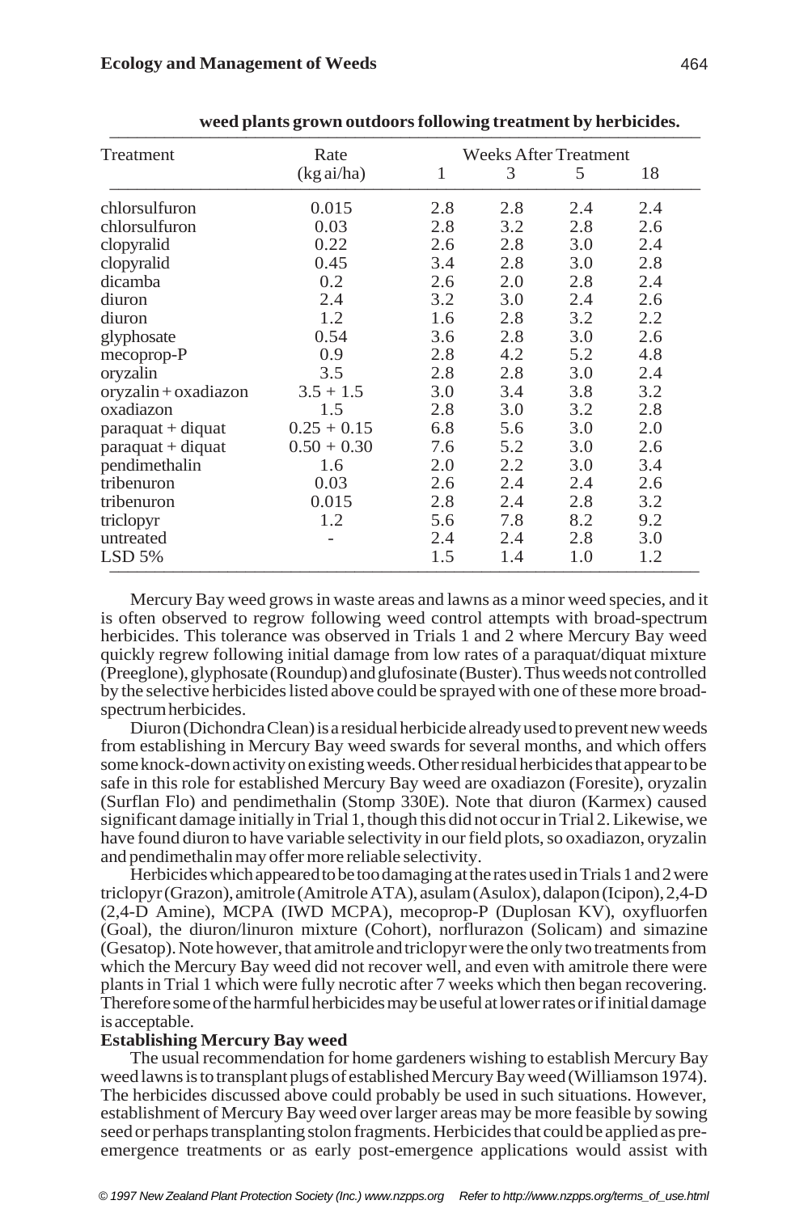**weed plants grown outdoors following treatment by herbicides.**

| Treatment | Rate (kg ai/ha) | Weeks After Treatment | | | |
|---|---|---|---|---|---|
| | | 1 | 3 | 5 | 18 |
| chlorsulfuron | 0.015 | 2.8 | 2.8 | 2.4 | 2.4 |
| chlorsulfuron | 0.03 | 2.8 | 3.2 | 2.8 | 2.6 |
| clopyralid | 0.22 | 2.6 | 2.8 | 3.0 | 2.4 |
| clopyralid | 0.45 | 3.4 | 2.8 | 3.0 | 2.8 |
| dicamba | 0.2 | 2.6 | 2.0 | 2.8 | 2.4 |
| diuron | 2.4 | 3.2 | 3.0 | 2.4 | 2.6 |
| diuron | 1.2 | 1.6 | 2.8 | 3.2 | 2.2 |
| glyphosate | 0.54 | 3.6 | 2.8 | 3.0 | 2.6 |
| mecoprop-P | 0.9 | 2.8 | 4.2 | 5.2 | 4.8 |
| oryzalin | 3.5 | 2.8 | 2.8 | 3.0 | 2.4 |
| oryzalin + oxadiazon | 3.5 + 1.5 | 3.0 | 3.4 | 3.8 | 3.2 |
| oxadiazon | 1.5 | 2.8 | 3.0 | 3.2 | 2.8 |
| paraquat + diquat | 0.25 + 0.15 | 6.8 | 5.6 | 3.0 | 2.0 |
| paraquat + diquat | 0.50 + 0.30 | 7.6 | 5.2 | 3.0 | 2.6 |
| pendimethalin | 1.6 | 2.0 | 2.2 | 3.0 | 3.4 |
| tribenuron | 0.03 | 2.6 | 2.4 | 2.4 | 2.6 |
| tribenuron | 0.015 | 2.8 | 2.4 | 2.8 | 3.2 |
| triclopyr | 1.2 | 5.6 | 7.8 | 8.2 | 9.2 |
| untreated | - | 2.4 | 2.4 | 2.8 | 3.0 |
| LSD 5% | | 1.5 | 1.4 | 1.0 | 1.2 |

Mercury Bay weed grows in waste areas and lawns as a minor weed species, and it is often observed to regrow following weed control attempts with broad-spectrum herbicides. This tolerance was observed in Trials 1 and 2 where Mercury Bay weed quickly regrew following initial damage from low rates of a paraquat/diquat mixture (Preeglone), glyphosate (Roundup) and glufosinate (Buster). Thus weeds not controlled by the selective herbicides listed above could be sprayed with one of these more broad-spectrum herbicides.

Diuron (Dichondra Clean) is a residual herbicide already used to prevent new weeds from establishing in Mercury Bay weed swards for several months, and which offers some knock-down activity on existing weeds. Other residual herbicides that appear to be safe in this role for established Mercury Bay weed are oxadiazon (Foresite), oryzalin (Surflan Flo) and pendimethalin (Stomp 330E). Note that diuron (Karmex) caused significant damage initially in Trial 1, though this did not occur in Trial 2. Likewise, we have found diuron to have variable selectivity in our field plots, so oxadiazon, oryzalin and pendimethalin may offer more reliable selectivity.

Herbicides which appeared to be too damaging at the rates used in Trials 1 and 2 were triclopyr (Grazon), amitrole (Amitrole ATA), asulam (Asulox), dalapon (Icipon), 2,4-D (2,4-D Amine), MCPA (IWD MCPA), mecoprop-P (Duplosan KV), oxyfluorfen (Goal), the diuron/linuron mixture (Cohort), norflurazon (Solicam) and simazine (Gesatop). Note however, that amitrole and triclopyr were the only two treatments from which the Mercury Bay weed did not recover well, and even with amitrole there were plants in Trial 1 which were fully necrotic after 7 weeks which then began recovering. Therefore some of the harmful herbicides may be useful at lower rates or if initial damage is acceptable.

**Establishing Mercury Bay weed**

The usual recommendation for home gardeners wishing to establish Mercury Bay weed lawns is to transplant plugs of established Mercury Bay weed (Williamson 1974). The herbicides discussed above could probably be used in such situations. However, establishment of Mercury Bay weed over larger areas may be more feasible by sowing seed or perhaps transplanting stolon fragments. Herbicides that could be applied as pre-emergence treatments or as early post-emergence applications would assist with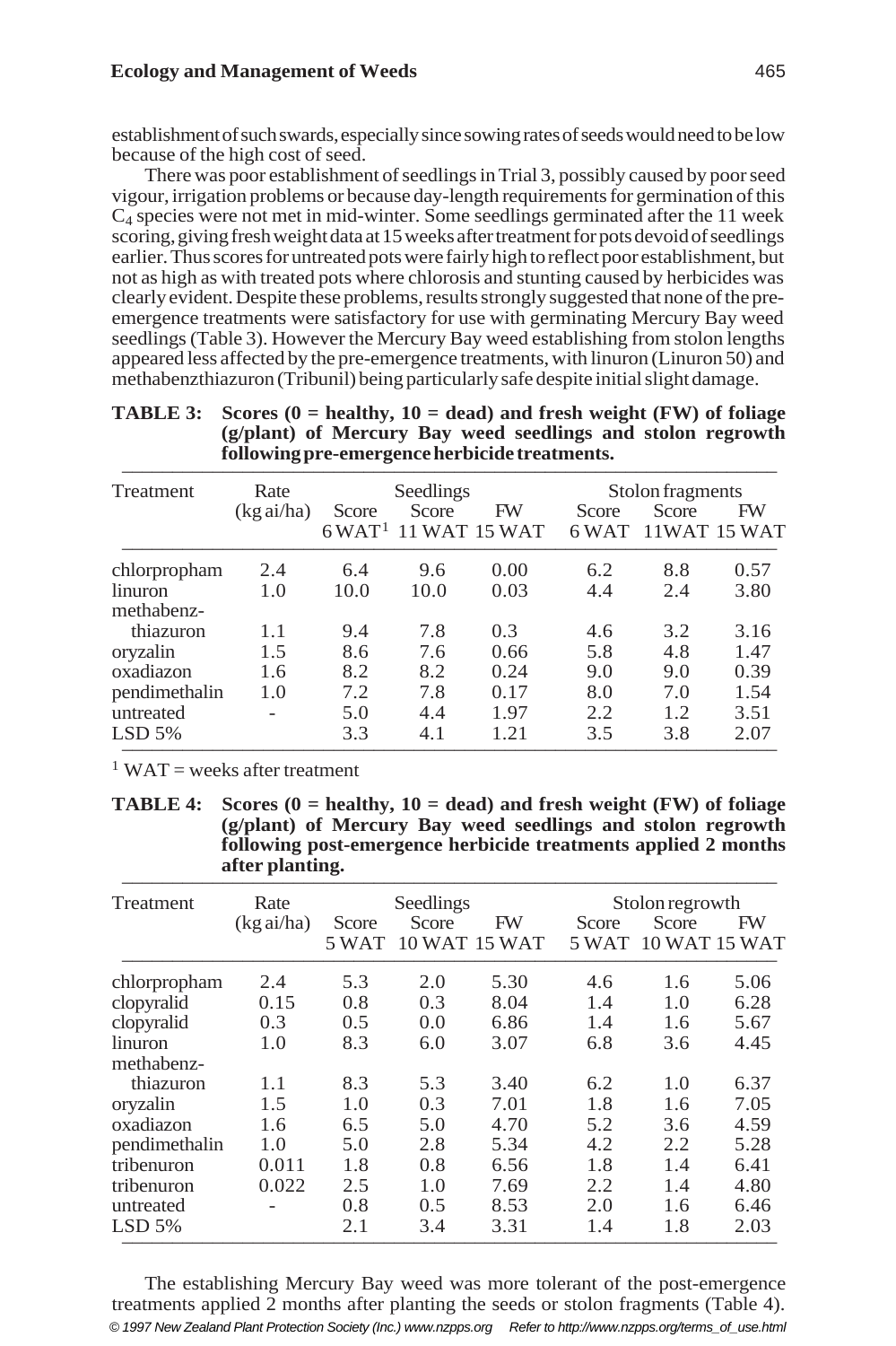establishment of such swards, especially since sowing rates of seeds would need to be low because of the high cost of seed.

There was poor establishment of seedlings in Trial 3, possibly caused by poor seed vigour, irrigation problems or because day-length requirements for germination of this $C_4$ species were not met in mid-winter. Some seedlings germinated after the 11 week scoring, giving fresh weight data at 15 weeks after treatment for pots devoid of seedlings earlier. Thus scores for untreated pots were fairly high to reflect poor establishment, but not as high as with treated pots where chlorosis and stunting caused by herbicides was clearly evident. Despite these problems, results strongly suggested that none of the pre-emergence treatments were satisfactory for use with germinating Mercury Bay weed seedlings (Table 3). However the Mercury Bay weed establishing from stolon lengths appeared less affected by the pre-emergence treatments, with linuron (Linuron 50) and methabenzthiazuron (Tribunil) being particularly safe despite initial slight damage.

**TABLE 3: Scores (0 = healthy, 10 = dead) and fresh weight (FW) of foliage (g/plant) of Mercury Bay weed seedlings and stolon regrowth following pre-emergence herbicide treatments.**

| Treatment | Rate (kg ai/ha) | Seedlings Score 6 WAT[1] | Seedlings Score 11 WAT | Seedlings FW 15 WAT | Stolon fragments Score 6 WAT | Stolon fragments Score 11WAT | Stolon fragments FW 15 WAT |
|---|---|---|---|---|---|---|---|
| chlorpropham | 2.4 | 6.4 | 9.6 | 0.00 | 6.2 | 8.8 | 0.57 |
| linuron | 1.0 | 10.0 | 10.0 | 0.03 | 4.4 | 2.4 | 3.80 |
| methabenz-thiazuron | 1.1 | 9.4 | 7.8 | 0.3 | 4.6 | 3.2 | 3.16 |
| oryzalin | 1.5 | 8.6 | 7.6 | 0.66 | 5.8 | 4.8 | 1.47 |
| oxadiazon | 1.6 | 8.2 | 8.2 | 0.24 | 9.0 | 9.0 | 0.39 |
| pendimethalin | 1.0 | 7.2 | 7.8 | 0.17 | 8.0 | 7.0 | 1.54 |
| untreated | - | 5.0 | 4.4 | 1.97 | 2.2 | 1.2 | 3.51 |
| LSD 5% | | 3.3 | 4.1 | 1.21 | 3.5 | 3.8 | 2.07 |

[1] WAT = weeks after treatment

**TABLE 4: Scores (0 = healthy, 10 = dead) and fresh weight (FW) of foliage (g/plant) of Mercury Bay weed seedlings and stolon regrowth following post-emergence herbicide treatments applied 2 months after planting.**

| Treatment | Rate (kg ai/ha) | Seedlings Score 5 WAT | Seedlings Score 10 WAT | Seedlings FW 15 WAT | Stolon regrowth Score 5 WAT | Stolon regrowth Score 10 WAT | Stolon regrowth FW 15 WAT |
|---|---|---|---|---|---|---|---|
| chlorpropham | 2.4 | 5.3 | 2.0 | 5.30 | 4.6 | 1.6 | 5.06 |
| clopyralid | 0.15 | 0.8 | 0.3 | 8.04 | 1.4 | 1.0 | 6.28 |
| clopyralid | 0.3 | 0.5 | 0.0 | 6.86 | 1.4 | 1.6 | 5.67 |
| linuron | 1.0 | 8.3 | 6.0 | 3.07 | 6.8 | 3.6 | 4.45 |
| methabenz-thiazuron | 1.1 | 8.3 | 5.3 | 3.40 | 6.2 | 1.0 | 6.37 |
| oryzalin | 1.5 | 1.0 | 0.3 | 7.01 | 1.8 | 1.6 | 7.05 |
| oxadiazon | 1.6 | 6.5 | 5.0 | 4.70 | 5.2 | 3.6 | 4.59 |
| pendimethalin | 1.0 | 5.0 | 2.8 | 5.34 | 4.2 | 2.2 | 5.28 |
| tribenuron | 0.011 | 1.8 | 0.8 | 6.56 | 1.8 | 1.4 | 6.41 |
| tribenuron | 0.022 | 2.5 | 1.0 | 7.69 | 2.2 | 1.4 | 4.80 |
| untreated | - | 0.8 | 0.5 | 8.53 | 2.0 | 1.6 | 6.46 |
| LSD 5% | | 2.1 | 3.4 | 3.31 | 1.4 | 1.8 | 2.03 |

The establishing Mercury Bay weed was more tolerant of the post-emergence treatments applied 2 months after planting the seeds or stolon fragments (Table 4).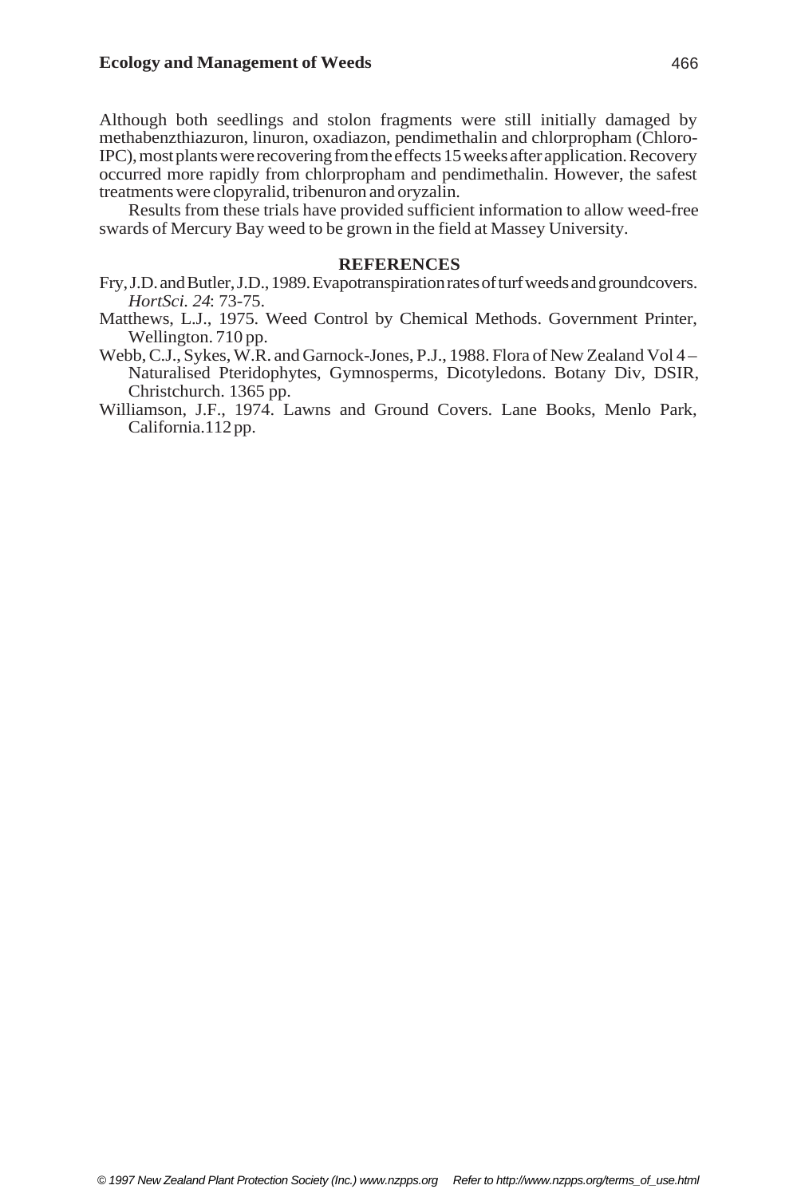Although both seedlings and stolon fragments were still initially damaged by methabenzthiazuron, linuron, oxadiazon, pendimethalin and chlorpropham (Chloro-IPC), most plants were recovering from the effects 15 weeks after application. Recovery occurred more rapidly from chlorpropham and pendimethalin. However, the safest treatments were clopyralid, tribenuron and oryzalin.

Results from these trials have provided sufficient information to allow weed-free swards of Mercury Bay weed to be grown in the field at Massey University.

## REFERENCES

Fry, J.D. and Butler, J.D., 1989. Evapotranspiration rates of turf weeds and groundcovers. *HortSci. 24*: 73-75.

Matthews, L.J., 1975. Weed Control by Chemical Methods. Government Printer, Wellington. 710 pp.

Webb, C.J., Sykes, W.R. and Garnock-Jones, P.J., 1988. Flora of New Zealand Vol 4 – Naturalised Pteridophytes, Gymnosperms, Dicotyledons. Botany Div, DSIR, Christchurch. 1365 pp.

Williamson, J.F., 1974. Lawns and Ground Covers. Lane Books, Menlo Park, California.112 pp.